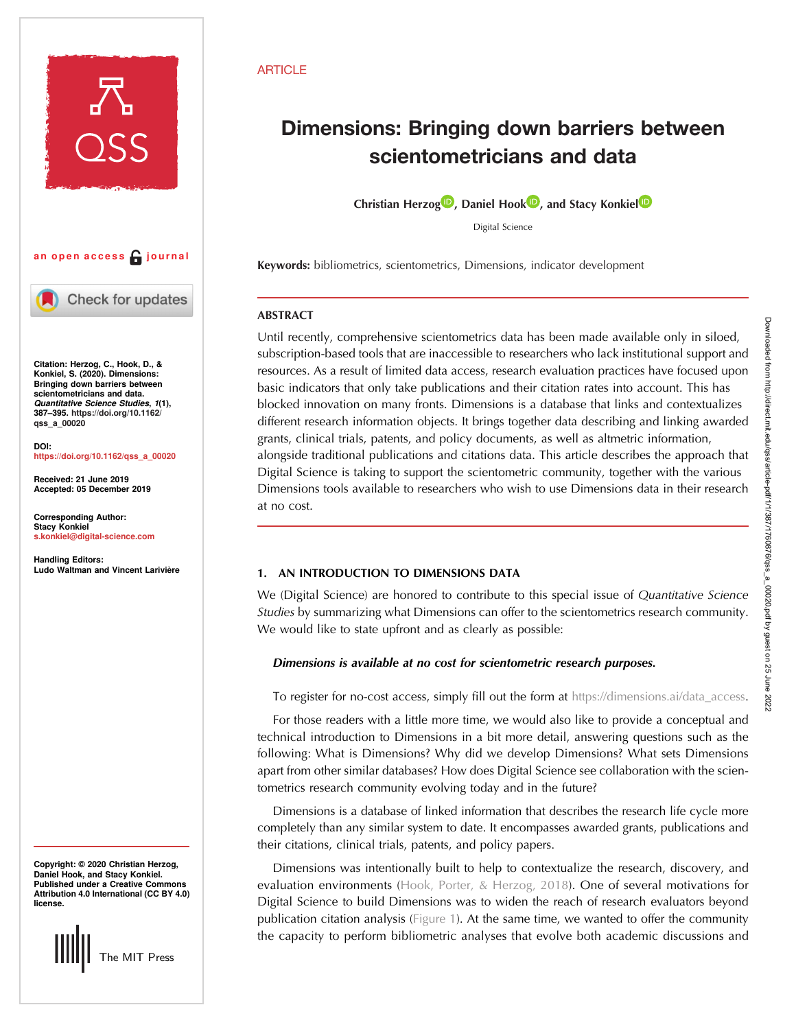ARTICLE

# Dimensions: Bringing down barriers between scientometricians and data

**Christian Herzog, Daniel Hook, and Stacy Konkiel**

Digital Science

an open access journal

Citation: Herzog, C., Hook, D., & Konkiel, S. (2020). Dimensions: Bringing down barriers between scientometricians and data. *Quantitative Science Studies*, *1*(1), 387–395. https://doi.org/10.1162/qss_a_00020

DOI: https://doi.org/10.1162/qss_a_00020

Received: 21 June 2019
Accepted: 05 December 2019

Corresponding Author:
Stacy Konkiel
s.konkiel@digital-science.com

Handling Editors:
Ludo Waltman and Vincent Larivière

Copyright: © 2020 Christian Herzog, Daniel Hook, and Stacy Konkiel. Published under a Creative Commons Attribution 4.0 International (CC BY 4.0) license.

**Keywords:** bibliometrics, scientometrics, Dimensions, indicator development

## ABSTRACT

Until recently, comprehensive scientometrics data has been made available only in siloed, subscription-based tools that are inaccessible to researchers who lack institutional support and resources. As a result of limited data access, research evaluation practices have focused upon basic indicators that only take publications and their citation rates into account. This has blocked innovation on many fronts. Dimensions is a database that links and contextualizes different research information objects. It brings together data describing and linking awarded grants, clinical trials, patents, and policy documents, as well as altmetric information, alongside traditional publications and citations data. This article describes the approach that Digital Science is taking to support the scientometric community, together with the various Dimensions tools available to researchers who wish to use Dimensions data in their research at no cost.

## 1. AN INTRODUCTION TO DIMENSIONS DATA

We (Digital Science) are honored to contribute to this special issue of *Quantitative Science Studies* by summarizing what Dimensions can offer to the scientometrics research community. We would like to state upfront and as clearly as possible:

***Dimensions is available at no cost for scientometric research purposes.***

To register for no-cost access, simply fill out the form at https://dimensions.ai/data_access.

For those readers with a little more time, we would also like to provide a conceptual and technical introduction to Dimensions in a bit more detail, answering questions such as the following: What is Dimensions? Why did we develop Dimensions? What sets Dimensions apart from other similar databases? How does Digital Science see collaboration with the scientometrics research community evolving today and in the future?

Dimensions is a database of linked information that describes the research life cycle more completely than any similar system to date. It encompasses awarded grants, publications and their citations, clinical trials, patents, and policy papers.

Dimensions was intentionally built to help to contextualize the research, discovery, and evaluation environments (Hook, Porter, & Herzog, 2018). One of several motivations for Digital Science to build Dimensions was to widen the reach of research evaluators beyond publication citation analysis (Figure 1). At the same time, we wanted to offer the community the capacity to perform bibliometric analyses that evolve both academic discussions and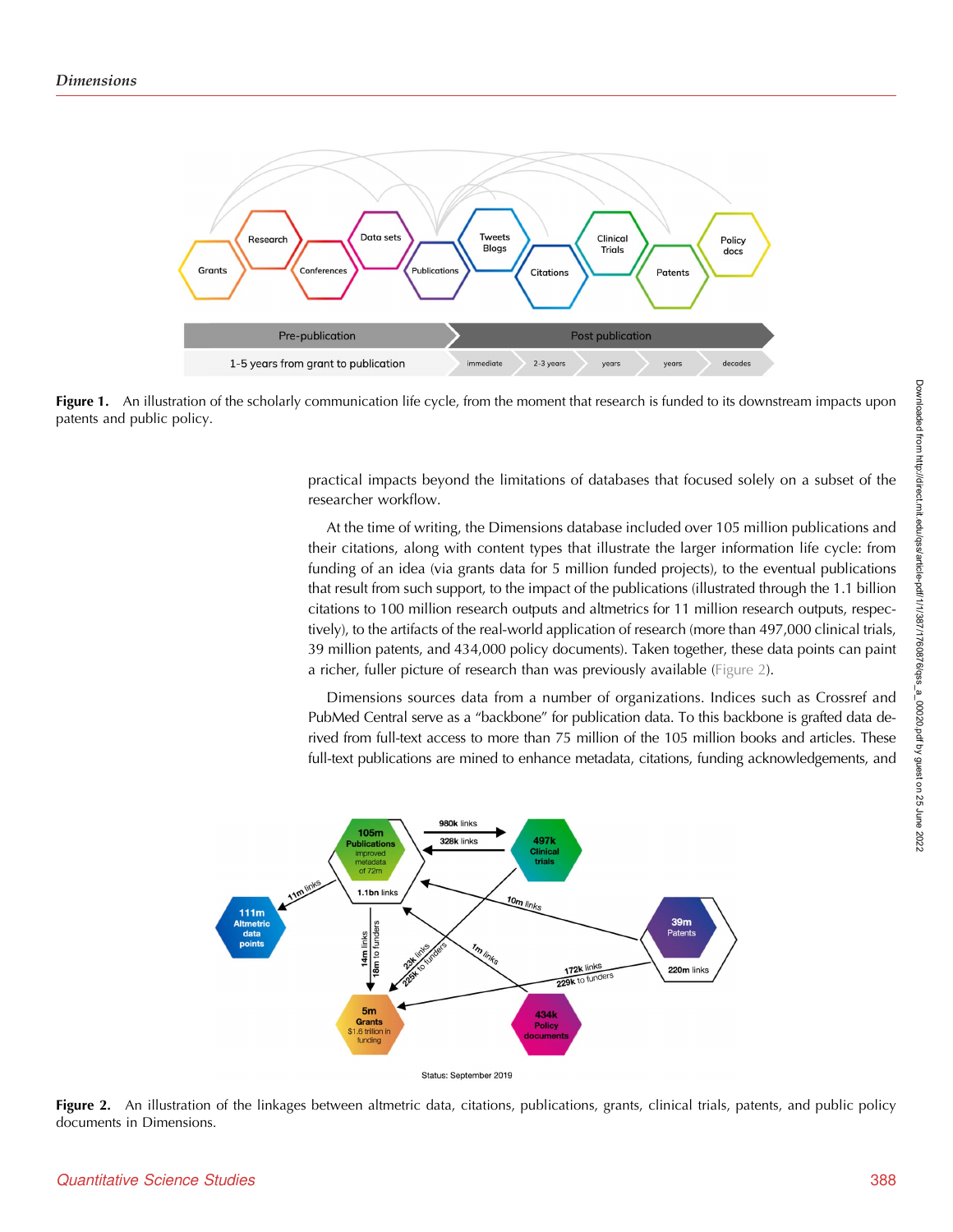Figure 1. An illustration of the scholarly communication life cycle, from the moment that research is funded to its downstream impacts upon patents and public policy.

practical impacts beyond the limitations of databases that focused solely on a subset of the researcher workflow.

At the time of writing, the Dimensions database included over 105 million publications and their citations, along with content types that illustrate the larger information life cycle: from funding of an idea (via grants data for 5 million funded projects), to the eventual publications that result from such support, to the impact of the publications (illustrated through the 1.1 billion citations to 100 million research outputs and altmetrics for 11 million research outputs, respectively), to the artifacts of the real-world application of research (more than 497,000 clinical trials, 39 million patents, and 434,000 policy documents). Taken together, these data points can paint a richer, fuller picture of research than was previously available (Figure 2).

Dimensions sources data from a number of organizations. Indices such as Crossref and PubMed Central serve as a "backbone" for publication data. To this backbone is grafted data derived from full-text access to more than 75 million of the 105 million books and articles. These full-text publications are mined to enhance metadata, citations, funding acknowledgements, and

Figure 2. An illustration of the linkages between altmetric data, citations, publications, grants, clinical trials, patents, and public policy documents in Dimensions.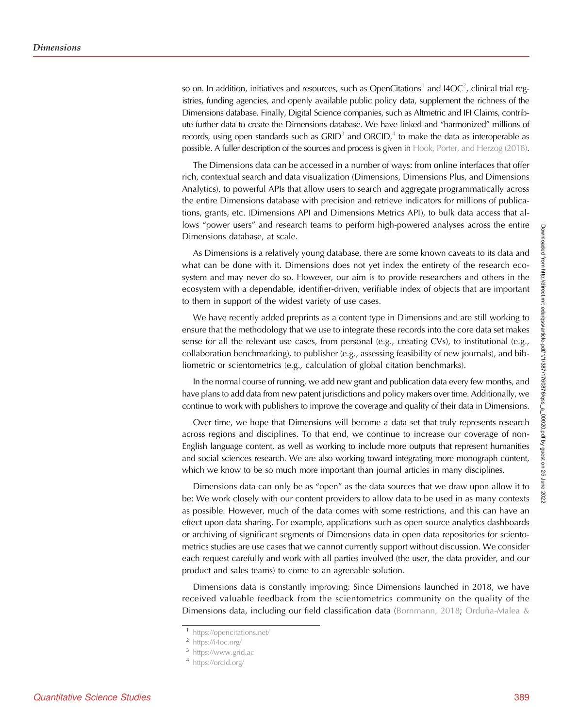so on. In addition, initiatives and resources, such as OpenCitations[1] and I4OC[2], clinical trial registries, funding agencies, and openly available public policy data, supplement the richness of the Dimensions database. Finally, Digital Science companies, such as Altmetric and IFI Claims, contribute further data to create the Dimensions database. We have linked and "harmonized" millions of records, using open standards such as GRID[3] and ORCID,[4] to make the data as interoperable as possible. A fuller description of the sources and process is given in Hook, Porter, and Herzog (2018).

The Dimensions data can be accessed in a number of ways: from online interfaces that offer rich, contextual search and data visualization (Dimensions, Dimensions Plus, and Dimensions Analytics), to powerful APIs that allow users to search and aggregate programmatically across the entire Dimensions database with precision and retrieve indicators for millions of publications, grants, etc. (Dimensions API and Dimensions Metrics API), to bulk data access that allows "power users" and research teams to perform high-powered analyses across the entire Dimensions database, at scale.

As Dimensions is a relatively young database, there are some known caveats to its data and what can be done with it. Dimensions does not yet index the entirety of the research ecosystem and may never do so. However, our aim is to provide researchers and others in the ecosystem with a dependable, identifier-driven, verifiable index of objects that are important to them in support of the widest variety of use cases.

We have recently added preprints as a content type in Dimensions and are still working to ensure that the methodology that we use to integrate these records into the core data set makes sense for all the relevant use cases, from personal (e.g., creating CVs), to institutional (e.g., collaboration benchmarking), to publisher (e.g., assessing feasibility of new journals), and bibliometric or scientometrics (e.g., calculation of global citation benchmarks).

In the normal course of running, we add new grant and publication data every few months, and have plans to add data from new patent jurisdictions and policy makers over time. Additionally, we continue to work with publishers to improve the coverage and quality of their data in Dimensions.

Over time, we hope that Dimensions will become a data set that truly represents research across regions and disciplines. To that end, we continue to increase our coverage of non-English language content, as well as working to include more outputs that represent humanities and social sciences research. We are also working toward integrating more monograph content, which we know to be so much more important than journal articles in many disciplines.

Dimensions data can only be as "open" as the data sources that we draw upon allow it to be: We work closely with our content providers to allow data to be used in as many contexts as possible. However, much of the data comes with some restrictions, and this can have an effect upon data sharing. For example, applications such as open source analytics dashboards or archiving of significant segments of Dimensions data in open data repositories for scientometrics studies are use cases that we cannot currently support without discussion. We consider each request carefully and work with all parties involved (the user, the data provider, and our product and sales teams) to come to an agreeable solution.

Dimensions data is constantly improving: Since Dimensions launched in 2018, we have received valuable feedback from the scientometrics community on the quality of the Dimensions data, including our field classification data (Bornmann, 2018; Orduña-Malea &

---

[1] https://opencitations.net/

[2] https://i4oc.org/

[3] https://www.grid.ac

[4] https://orcid.org/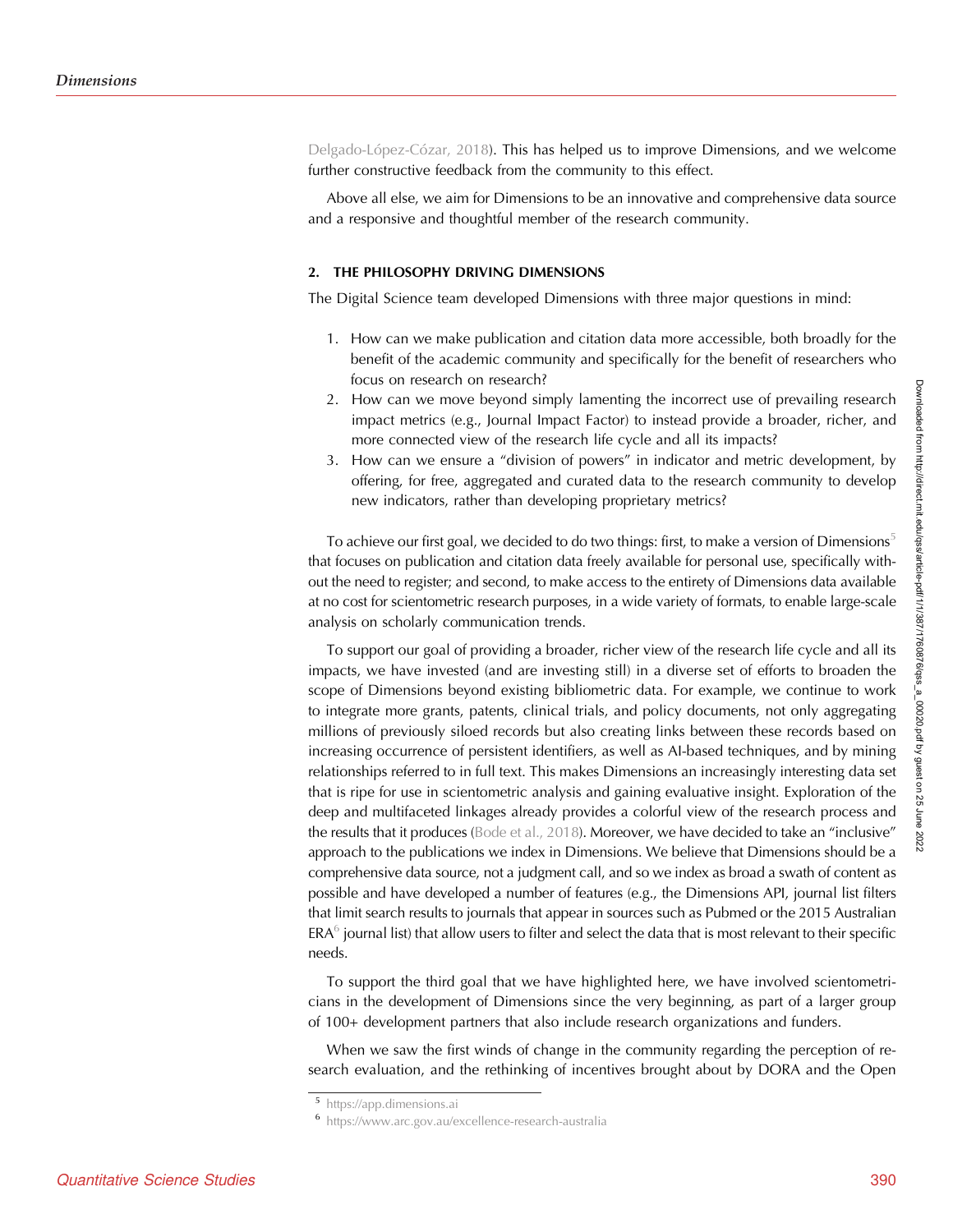Delgado-López-Cózar, 2018). This has helped us to improve Dimensions, and we welcome further constructive feedback from the community to this effect.

Above all else, we aim for Dimensions to be an innovative and comprehensive data source and a responsive and thoughtful member of the research community.

## 2. THE PHILOSOPHY DRIVING DIMENSIONS

The Digital Science team developed Dimensions with three major questions in mind:

1. How can we make publication and citation data more accessible, both broadly for the benefit of the academic community and specifically for the benefit of researchers who focus on research on research?
2. How can we move beyond simply lamenting the incorrect use of prevailing research impact metrics (e.g., Journal Impact Factor) to instead provide a broader, richer, and more connected view of the research life cycle and all its impacts?
3. How can we ensure a "division of powers" in indicator and metric development, by offering, for free, aggregated and curated data to the research community to develop new indicators, rather than developing proprietary metrics?

To achieve our first goal, we decided to do two things: first, to make a version of Dimensions[5] that focuses on publication and citation data freely available for personal use, specifically without the need to register; and second, to make access to the entirety of Dimensions data available at no cost for scientometric research purposes, in a wide variety of formats, to enable large-scale analysis on scholarly communication trends.

To support our goal of providing a broader, richer view of the research life cycle and all its impacts, we have invested (and are investing still) in a diverse set of efforts to broaden the scope of Dimensions beyond existing bibliometric data. For example, we continue to work to integrate more grants, patents, clinical trials, and policy documents, not only aggregating millions of previously siloed records but also creating links between these records based on increasing occurrence of persistent identifiers, as well as AI-based techniques, and by mining relationships referred to in full text. This makes Dimensions an increasingly interesting data set that is ripe for use in scientometric analysis and gaining evaluative insight. Exploration of the deep and multifaceted linkages already provides a colorful view of the research process and the results that it produces (Bode et al., 2018). Moreover, we have decided to take an "inclusive" approach to the publications we index in Dimensions. We believe that Dimensions should be a comprehensive data source, not a judgment call, and so we index as broad a swath of content as possible and have developed a number of features (e.g., the Dimensions API, journal list filters that limit search results to journals that appear in sources such as Pubmed or the 2015 Australian ERA[6] journal list) that allow users to filter and select the data that is most relevant to their specific needs.

To support the third goal that we have highlighted here, we have involved scientometricians in the development of Dimensions since the very beginning, as part of a larger group of 100+ development partners that also include research organizations and funders.

When we saw the first winds of change in the community regarding the perception of research evaluation, and the rethinking of incentives brought about by DORA and the Open

[5] https://app.dimensions.ai

[6] https://www.arc.gov.au/excellence-research-australia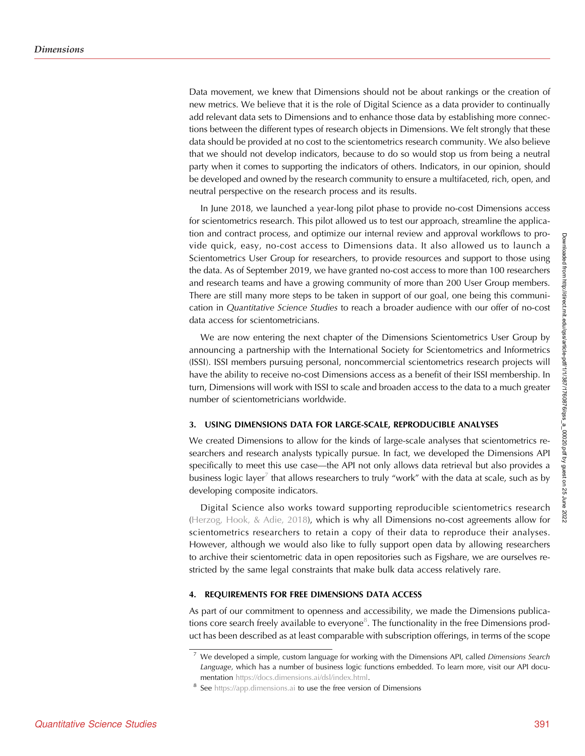Data movement, we knew that Dimensions should not be about rankings or the creation of new metrics. We believe that it is the role of Digital Science as a data provider to continually add relevant data sets to Dimensions and to enhance those data by establishing more connections between the different types of research objects in Dimensions. We felt strongly that these data should be provided at no cost to the scientometrics research community. We also believe that we should not develop indicators, because to do so would stop us from being a neutral party when it comes to supporting the indicators of others. Indicators, in our opinion, should be developed and owned by the research community to ensure a multifaceted, rich, open, and neutral perspective on the research process and its results.

In June 2018, we launched a year-long pilot phase to provide no-cost Dimensions access for scientometrics research. This pilot allowed us to test our approach, streamline the application and contract process, and optimize our internal review and approval workflows to provide quick, easy, no-cost access to Dimensions data. It also allowed us to launch a Scientometrics User Group for researchers, to provide resources and support to those using the data. As of September 2019, we have granted no-cost access to more than 100 researchers and research teams and have a growing community of more than 200 User Group members. There are still many more steps to be taken in support of our goal, one being this communication in *Quantitative Science Studies* to reach a broader audience with our offer of no-cost data access for scientometricians.

We are now entering the next chapter of the Dimensions Scientometrics User Group by announcing a partnership with the International Society for Scientometrics and Informetrics (ISSI). ISSI members pursuing personal, noncommercial scientometrics research projects will have the ability to receive no-cost Dimensions access as a benefit of their ISSI membership. In turn, Dimensions will work with ISSI to scale and broaden access to the data to a much greater number of scientometricians worldwide.

## 3. USING DIMENSIONS DATA FOR LARGE-SCALE, REPRODUCIBLE ANALYSES

We created Dimensions to allow for the kinds of large-scale analyses that scientometrics researchers and research analysts typically pursue. In fact, we developed the Dimensions API specifically to meet this use case—the API not only allows data retrieval but also provides a business logic layer[7] that allows researchers to truly "work" with the data at scale, such as by developing composite indicators.

Digital Science also works toward supporting reproducible scientometrics research (Herzog, Hook, & Adie, 2018), which is why all Dimensions no-cost agreements allow for scientometrics researchers to retain a copy of their data to reproduce their analyses. However, although we would also like to fully support open data by allowing researchers to archive their scientometric data in open repositories such as Figshare, we are ourselves restricted by the same legal constraints that make bulk data access relatively rare.

## 4. REQUIREMENTS FOR FREE DIMENSIONS DATA ACCESS

As part of our commitment to openness and accessibility, we made the Dimensions publications core search freely available to everyone[8]. The functionality in the free Dimensions product has been described as at least comparable with subscription offerings, in terms of the scope

[7] We developed a simple, custom language for working with the Dimensions API, called *Dimensions Search Language*, which has a number of business logic functions embedded. To learn more, visit our API documentation https://docs.dimensions.ai/dsl/index.html.

[8] See https://app.dimensions.ai to use the free version of Dimensions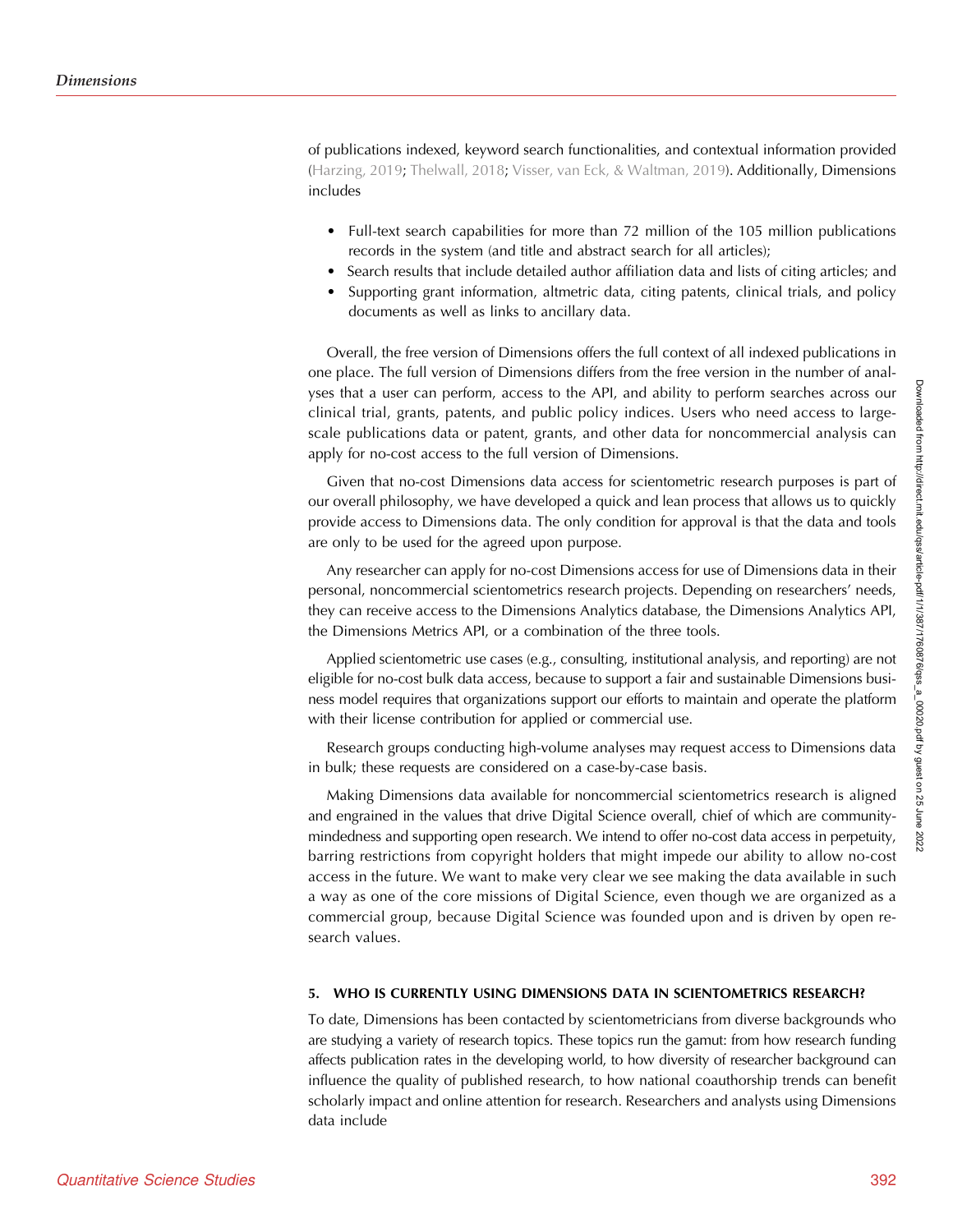of publications indexed, keyword search functionalities, and contextual information provided (Harzing, 2019; Thelwall, 2018; Visser, van Eck, & Waltman, 2019). Additionally, Dimensions includes

- Full-text search capabilities for more than 72 million of the 105 million publications records in the system (and title and abstract search for all articles);
- Search results that include detailed author affiliation data and lists of citing articles; and
- Supporting grant information, altmetric data, citing patents, clinical trials, and policy documents as well as links to ancillary data.

Overall, the free version of Dimensions offers the full context of all indexed publications in one place. The full version of Dimensions differs from the free version in the number of analyses that a user can perform, access to the API, and ability to perform searches across our clinical trial, grants, patents, and public policy indices. Users who need access to large-scale publications data or patent, grants, and other data for noncommercial analysis can apply for no-cost access to the full version of Dimensions.

Given that no-cost Dimensions data access for scientometric research purposes is part of our overall philosophy, we have developed a quick and lean process that allows us to quickly provide access to Dimensions data. The only condition for approval is that the data and tools are only to be used for the agreed upon purpose.

Any researcher can apply for no-cost Dimensions access for use of Dimensions data in their personal, noncommercial scientometrics research projects. Depending on researchers' needs, they can receive access to the Dimensions Analytics database, the Dimensions Analytics API, the Dimensions Metrics API, or a combination of the three tools.

Applied scientometric use cases (e.g., consulting, institutional analysis, and reporting) are not eligible for no-cost bulk data access, because to support a fair and sustainable Dimensions business model requires that organizations support our efforts to maintain and operate the platform with their license contribution for applied or commercial use.

Research groups conducting high-volume analyses may request access to Dimensions data in bulk; these requests are considered on a case-by-case basis.

Making Dimensions data available for noncommercial scientometrics research is aligned and engrained in the values that drive Digital Science overall, chief of which are community-mindedness and supporting open research. We intend to offer no-cost data access in perpetuity, barring restrictions from copyright holders that might impede our ability to allow no-cost access in the future. We want to make very clear we see making the data available in such a way as one of the core missions of Digital Science, even though we are organized as a commercial group, because Digital Science was founded upon and is driven by open research values.

## 5. WHO IS CURRENTLY USING DIMENSIONS DATA IN SCIENTOMETRICS RESEARCH?

To date, Dimensions has been contacted by scientometricians from diverse backgrounds who are studying a variety of research topics. These topics run the gamut: from how research funding affects publication rates in the developing world, to how diversity of researcher background can influence the quality of published research, to how national coauthorship trends can benefit scholarly impact and online attention for research. Researchers and analysts using Dimensions data include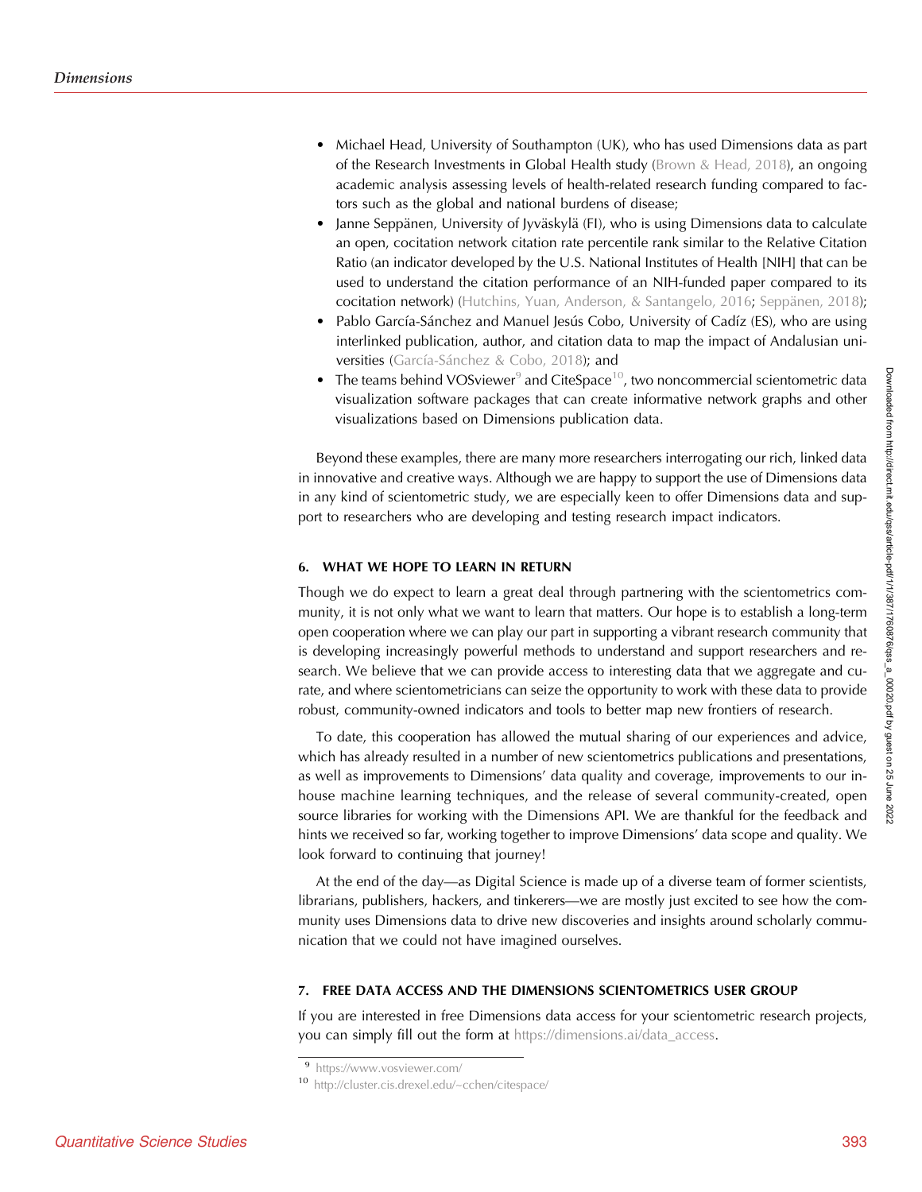- Michael Head, University of Southampton (UK), who has used Dimensions data as part of the Research Investments in Global Health study (Brown & Head, 2018), an ongoing academic analysis assessing levels of health-related research funding compared to factors such as the global and national burdens of disease;
- Janne Seppänen, University of Jyväskylä (FI), who is using Dimensions data to calculate an open, cocitation network citation rate percentile rank similar to the Relative Citation Ratio (an indicator developed by the U.S. National Institutes of Health [NIH] that can be used to understand the citation performance of an NIH-funded paper compared to its cocitation network) (Hutchins, Yuan, Anderson, & Santangelo, 2016; Seppänen, 2018);
- Pablo García-Sánchez and Manuel Jesús Cobo, University of Cadíz (ES), who are using interlinked publication, author, and citation data to map the impact of Andalusian universities (García-Sánchez & Cobo, 2018); and
- The teams behind VOSviewer[9] and CiteSpace[10], two noncommercial scientometric data visualization software packages that can create informative network graphs and other visualizations based on Dimensions publication data.

Beyond these examples, there are many more researchers interrogating our rich, linked data in innovative and creative ways. Although we are happy to support the use of Dimensions data in any kind of scientometric study, we are especially keen to offer Dimensions data and support to researchers who are developing and testing research impact indicators.

## 6. WHAT WE HOPE TO LEARN IN RETURN

Though we do expect to learn a great deal through partnering with the scientometrics community, it is not only what we want to learn that matters. Our hope is to establish a long-term open cooperation where we can play our part in supporting a vibrant research community that is developing increasingly powerful methods to understand and support researchers and research. We believe that we can provide access to interesting data that we aggregate and curate, and where scientometricians can seize the opportunity to work with these data to provide robust, community-owned indicators and tools to better map new frontiers of research.

To date, this cooperation has allowed the mutual sharing of our experiences and advice, which has already resulted in a number of new scientometrics publications and presentations, as well as improvements to Dimensions' data quality and coverage, improvements to our in-house machine learning techniques, and the release of several community-created, open source libraries for working with the Dimensions API. We are thankful for the feedback and hints we received so far, working together to improve Dimensions' data scope and quality. We look forward to continuing that journey!

At the end of the day—as Digital Science is made up of a diverse team of former scientists, librarians, publishers, hackers, and tinkerers—we are mostly just excited to see how the community uses Dimensions data to drive new discoveries and insights around scholarly communication that we could not have imagined ourselves.

## 7. FREE DATA ACCESS AND THE DIMENSIONS SCIENTOMETRICS USER GROUP

If you are interested in free Dimensions data access for your scientometric research projects, you can simply fill out the form at https://dimensions.ai/data_access.

[9] https://www.vosviewer.com/

[10] http://cluster.cis.drexel.edu/~cchen/citespace/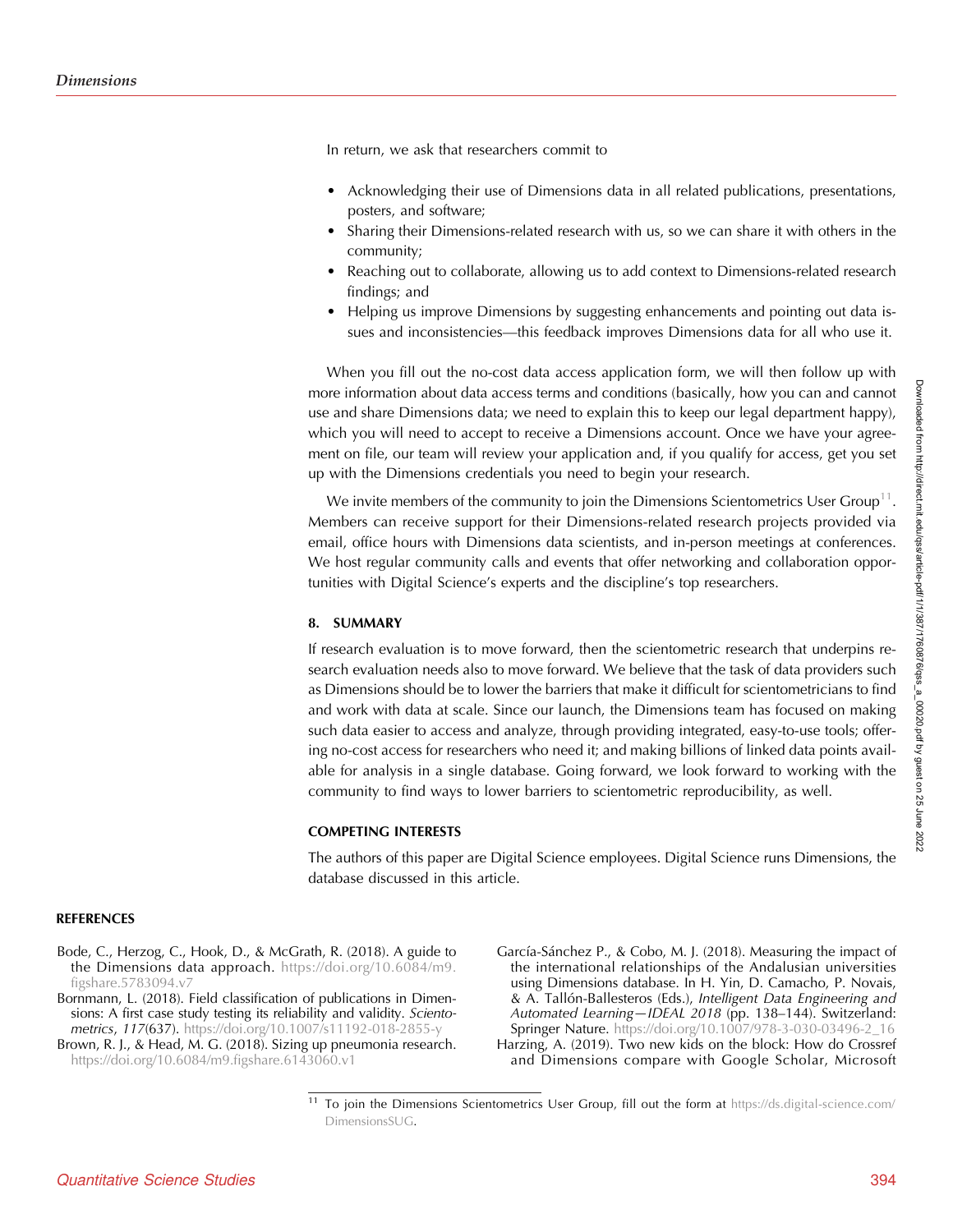In return, we ask that researchers commit to

- Acknowledging their use of Dimensions data in all related publications, presentations, posters, and software;
- Sharing their Dimensions-related research with us, so we can share it with others in the community;
- Reaching out to collaborate, allowing us to add context to Dimensions-related research findings; and
- Helping us improve Dimensions by suggesting enhancements and pointing out data issues and inconsistencies—this feedback improves Dimensions data for all who use it.

When you fill out the no-cost data access application form, we will then follow up with more information about data access terms and conditions (basically, how you can and cannot use and share Dimensions data; we need to explain this to keep our legal department happy), which you will need to accept to receive a Dimensions account. Once we have your agreement on file, our team will review your application and, if you qualify for access, get you set up with the Dimensions credentials you need to begin your research.

We invite members of the community to join the Dimensions Scientometrics User Group[11]. Members can receive support for their Dimensions-related research projects provided via email, office hours with Dimensions data scientists, and in-person meetings at conferences. We host regular community calls and events that offer networking and collaboration opportunities with Digital Science's experts and the discipline's top researchers.

## 8. SUMMARY

If research evaluation is to move forward, then the scientometric research that underpins research evaluation needs also to move forward. We believe that the task of data providers such as Dimensions should be to lower the barriers that make it difficult for scientometricians to find and work with data at scale. Since our launch, the Dimensions team has focused on making such data easier to access and analyze, through providing integrated, easy-to-use tools; offering no-cost access for researchers who need it; and making billions of linked data points available for analysis in a single database. Going forward, we look forward to working with the community to find ways to lower barriers to scientometric reproducibility, as well.

## COMPETING INTERESTS

The authors of this paper are Digital Science employees. Digital Science runs Dimensions, the database discussed in this article.

## REFERENCES

Bode, C., Herzog, C., Hook, D., & McGrath, R. (2018). A guide to the Dimensions data approach. https://doi.org/10.6084/m9.figshare.5783094.v7

Bornmann, L. (2018). Field classification of publications in Dimensions: A first case study testing its reliability and validity. *Scientometrics*, *117*(637). https://doi.org/10.1007/s11192-018-2855-y

Brown, R. J., & Head, M. G. (2018). Sizing up pneumonia research. https://doi.org/10.6084/m9.figshare.6143060.v1

García-Sánchez P., & Cobo, M. J. (2018). Measuring the impact of the international relationships of the Andalusian universities using Dimensions database. In H. Yin, D. Camacho, P. Novais, & A. Tallón-Ballesteros (Eds.), *Intelligent Data Engineering and Automated Learning—IDEAL 2018* (pp. 138–144). Switzerland: Springer Nature. https://doi.org/10.1007/978-3-030-03496-2_16

Harzing, A. (2019). Two new kids on the block: How do Crossref and Dimensions compare with Google Scholar, Microsoft

[11] To join the Dimensions Scientometrics User Group, fill out the form at https://ds.digital-science.com/DimensionsSUG.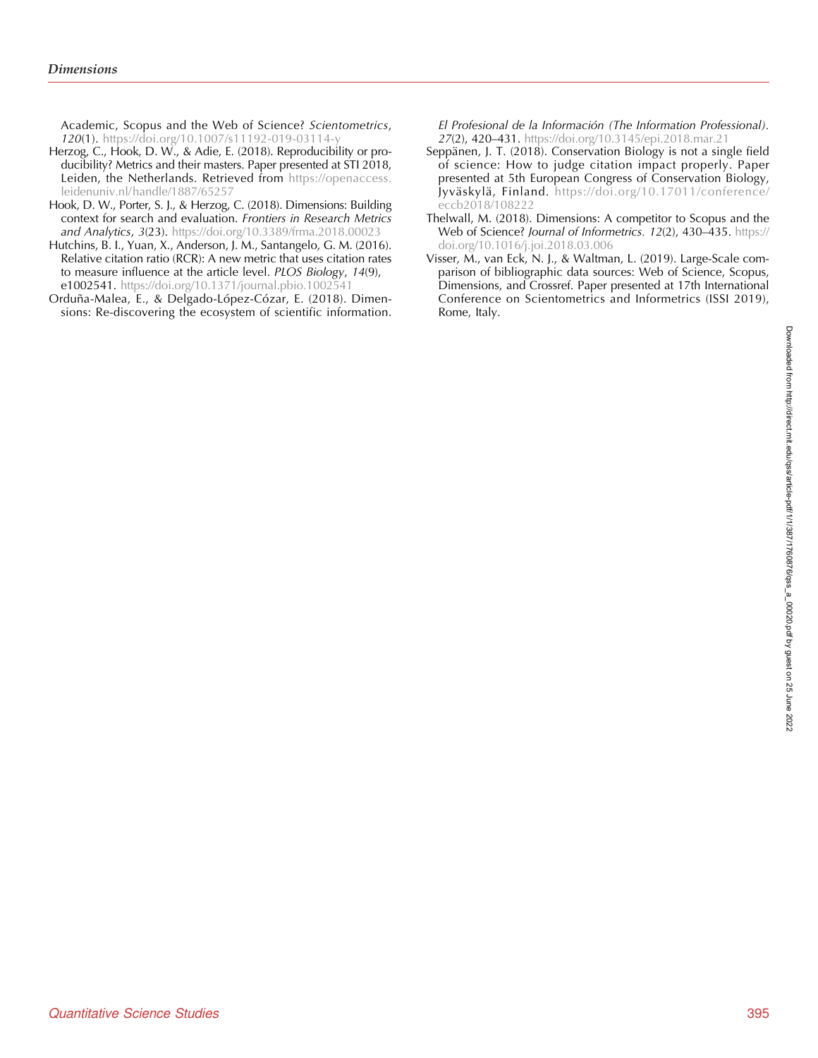Academic, Scopus and the Web of Science? *Scientometrics*, *120*(1). https://doi.org/10.1007/s11192-019-03114-y

Herzog, C., Hook, D. W., & Adie, E. (2018). Reproducibility or producibility? Metrics and their masters. Paper presented at STI 2018, Leiden, the Netherlands. Retrieved from https://openaccess.leidenuniv.nl/handle/1887/65257

Hook, D. W., Porter, S. J., & Herzog, C. (2018). Dimensions: Building context for search and evaluation. *Frontiers in Research Metrics and Analytics*, *3*(23). https://doi.org/10.3389/frma.2018.00023

Hutchins, B. I., Yuan, X., Anderson, J. M., Santangelo, G. M. (2016). Relative citation ratio (RCR): A new metric that uses citation rates to measure influence at the article level. *PLOS Biology*, *14*(9), e1002541. https://doi.org/10.1371/journal.pbio.1002541

Orduña-Malea, E., & Delgado-López-Cózar, E. (2018). Dimensions: Re-discovering the ecosystem of scientific information. *El Profesional de la Información (The Information Professional)*. *27*(2), 420–431. https://doi.org/10.3145/epi.2018.mar.21

Seppänen, J. T. (2018). Conservation Biology is not a single field of science: How to judge citation impact properly. Paper presented at 5th European Congress of Conservation Biology, Jyväskylä, Finland. https://doi.org/10.17011/conference/eccb2018/108222

Thelwall, M. (2018). Dimensions: A competitor to Scopus and the Web of Science? *Journal of Informetrics*. *12*(2), 430–435. https://doi.org/10.1016/j.joi.2018.03.006

Visser, M., van Eck, N. J., & Waltman, L. (2019). Large-Scale comparison of bibliographic data sources: Web of Science, Scopus, Dimensions, and Crossref. Paper presented at 17th International Conference on Scientometrics and Informetrics (ISSI 2019), Rome, Italy.